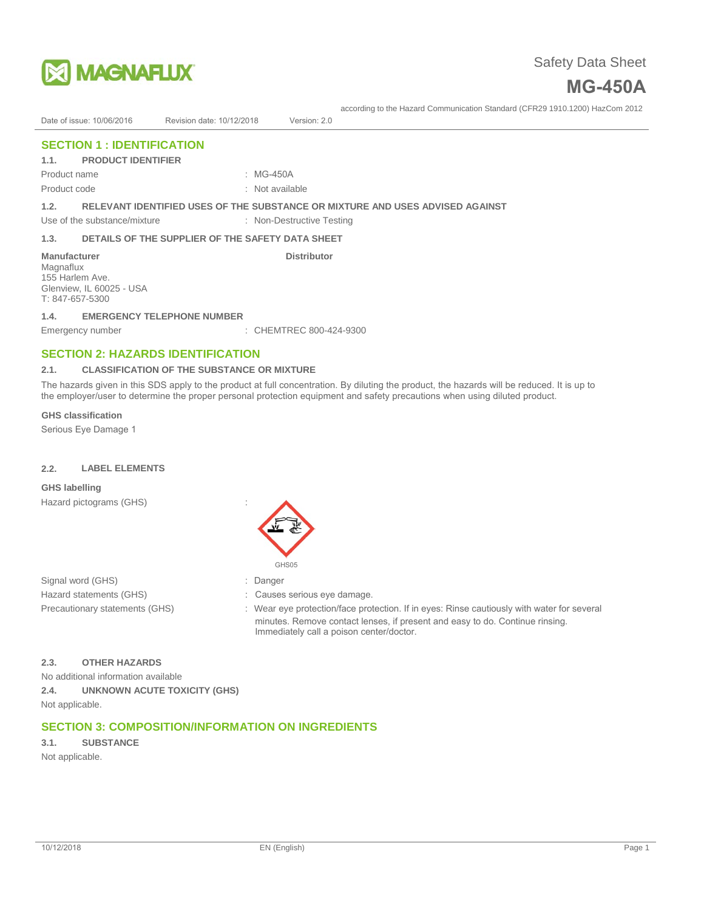# Safety Data Sheet

## MG-450A

according to the Hazard Communication Standard (CFR29 1910.1200) HazCom 2012

Date of issue: 10/06/2016 Revision date: 10/12/2018 Version: 2.0

## SECTION 1 : IDENTIFICATION

### 1.1. PRODUCT IDENTIFIER

Product name : MG-450A

Product code : Not available

### 1.2. RELEVANT IDENTIFIED USES OF THE SUBSTANCE OR MIXTURE AND USES ADVISED AGAINST

Use of the substance/mixture : Non-Destructive Testing

### 1.3. DETAILS OF THE SUPPLIER OF THE SAFETY DATA SHEET

**Manufacturer**
Magnaflux
155 Harlem Ave.
Glenview, IL 60025 - USA
T: 847-657-5300

**Distributor**

### 1.4. EMERGENCY TELEPHONE NUMBER

Emergency number : CHEMTREC 800-424-9300

## SECTION 2: HAZARDS IDENTIFICATION

### 2.1. CLASSIFICATION OF THE SUBSTANCE OR MIXTURE

The hazards given in this SDS apply to the product at full concentration. By diluting the product, the hazards will be reduced. It is up to the employer/user to determine the proper personal protection equipment and safety precautions when using diluted product.

**GHS classification**

Serious Eye Damage 1

### 2.2. LABEL ELEMENTS

**GHS labelling**

Hazard pictograms (GHS) :

GHS05

Signal word (GHS) : Danger

Hazard statements (GHS) : Causes serious eye damage.

Precautionary statements (GHS) : Wear eye protection/face protection. If in eyes: Rinse cautiously with water for several minutes. Remove contact lenses, if present and easy to do. Continue rinsing. Immediately call a poison center/doctor.

### 2.3. OTHER HAZARDS

No additional information available

### 2.4. UNKNOWN ACUTE TOXICITY (GHS)

Not applicable.

## SECTION 3: COMPOSITION/INFORMATION ON INGREDIENTS

### 3.1. SUBSTANCE

Not applicable.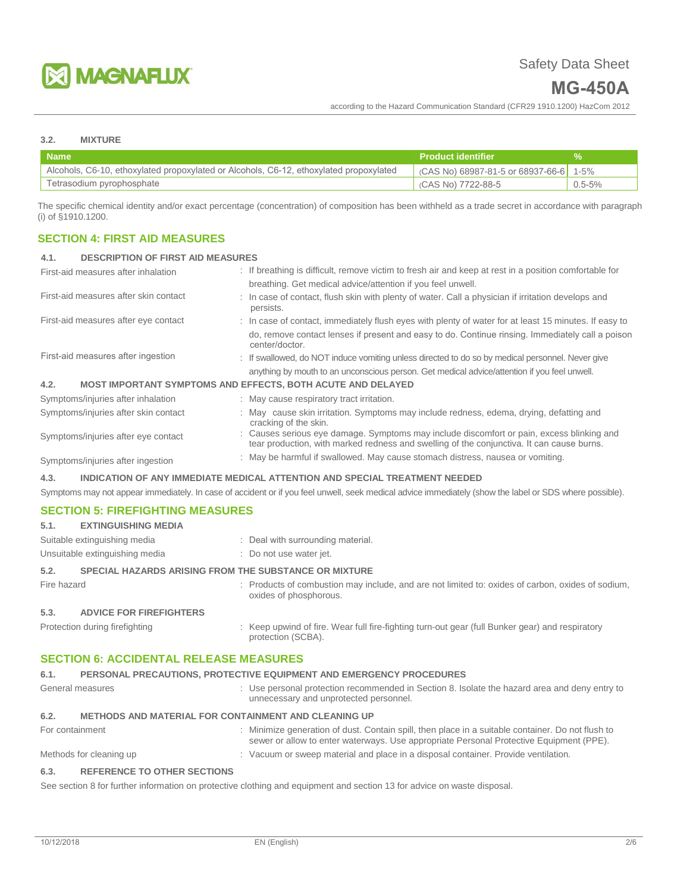### 3.2. MIXTURE

| Name | Product identifier | % |
|---|---|---|
| Alcohols, C6-10, ethoxylated propoxylated or Alcohols, C6-12, ethoxylated propoxylated | (CAS No) 68987-81-5 or 68937-66-6 | 1-5% |
| Tetrasodium pyrophosphate | (CAS No) 7722-88-5 | 0.5-5% |

The specific chemical identity and/or exact percentage (concentration) of composition has been withheld as a trade secret in accordance with paragraph (i) of §1910.1200.

## SECTION 4: FIRST AID MEASURES

### 4.1. DESCRIPTION OF FIRST AID MEASURES

First-aid measures after inhalation : If breathing is difficult, remove victim to fresh air and keep at rest in a position comfortable for breathing. Get medical advice/attention if you feel unwell.

First-aid measures after skin contact : In case of contact, flush skin with plenty of water. Call a physician if irritation develops and persists.

First-aid measures after eye contact : In case of contact, immediately flush eyes with plenty of water for at least 15 minutes. If easy to do, remove contact lenses if present and easy to do. Continue rinsing. Immediately call a poison center/doctor.

First-aid measures after ingestion : If swallowed, do NOT induce vomiting unless directed to do so by medical personnel. Never give anything by mouth to an unconscious person. Get medical advice/attention if you feel unwell.

### 4.2. MOST IMPORTANT SYMPTOMS AND EFFECTS, BOTH ACUTE AND DELAYED

Symptoms/injuries after inhalation : May cause respiratory tract irritation.

Symptoms/injuries after skin contact : May cause skin irritation. Symptoms may include redness, edema, drying, defatting and cracking of the skin.

Symptoms/injuries after eye contact : Causes serious eye damage. Symptoms may include discomfort or pain, excess blinking and tear production, with marked redness and swelling of the conjunctiva. It can cause burns.

Symptoms/injuries after ingestion : May be harmful if swallowed. May cause stomach distress, nausea or vomiting.

### 4.3. INDICATION OF ANY IMMEDIATE MEDICAL ATTENTION AND SPECIAL TREATMENT NEEDED

Symptoms may not appear immediately. In case of accident or if you feel unwell, seek medical advice immediately (show the label or SDS where possible).

## SECTION 5: FIREFIGHTING MEASURES

### 5.1. EXTINGUISHING MEDIA

Suitable extinguishing media : Deal with surrounding material.

Unsuitable extinguishing media : Do not use water jet.

### 5.2. SPECIAL HAZARDS ARISING FROM THE SUBSTANCE OR MIXTURE

Fire hazard : Products of combustion may include, and are not limited to: oxides of carbon, oxides of sodium, oxides of phosphorous.

### 5.3. ADVICE FOR FIREFIGHTERS

Protection during firefighting : Keep upwind of fire. Wear full fire-fighting turn-out gear (full Bunker gear) and respiratory protection (SCBA).

## SECTION 6: ACCIDENTAL RELEASE MEASURES

### 6.1. PERSONAL PRECAUTIONS, PROTECTIVE EQUIPMENT AND EMERGENCY PROCEDURES

General measures : Use personal protection recommended in Section 8. Isolate the hazard area and deny entry to unnecessary and unprotected personnel.

### 6.2. METHODS AND MATERIAL FOR CONTAINMENT AND CLEANING UP

For containment : Minimize generation of dust. Contain spill, then place in a suitable container. Do not flush to sewer or allow to enter waterways. Use appropriate Personal Protective Equipment (PPE).

Methods for cleaning up : Vacuum or sweep material and place in a disposal container. Provide ventilation.

### 6.3. REFERENCE TO OTHER SECTIONS

See section 8 for further information on protective clothing and equipment and section 13 for advice on waste disposal.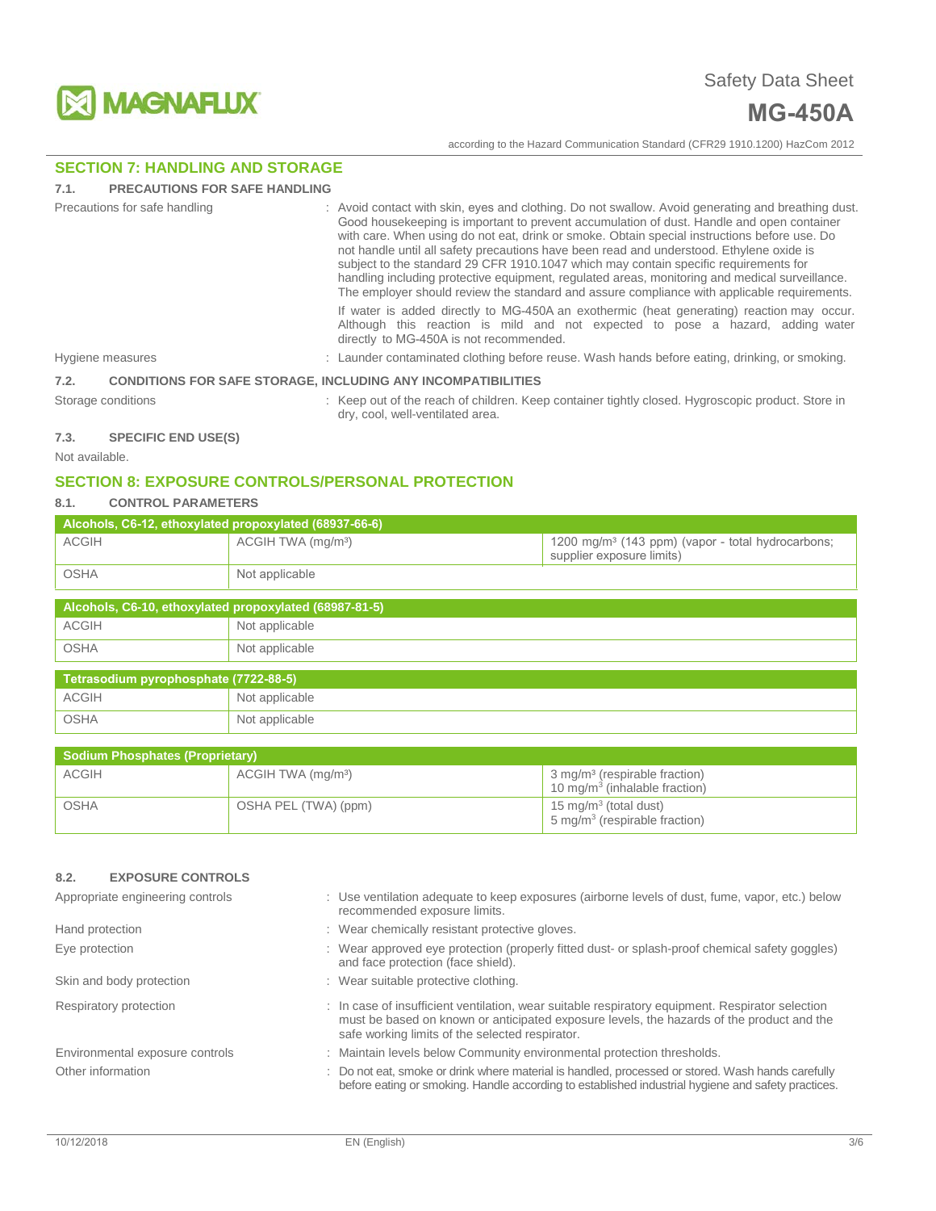## SECTION 7: HANDLING AND STORAGE

### 7.1. PRECAUTIONS FOR SAFE HANDLING

Precautions for safe handling : Avoid contact with skin, eyes and clothing. Do not swallow. Avoid generating and breathing dust. Good housekeeping is important to prevent accumulation of dust. Handle and open container with care. When using do not eat, drink or smoke. Obtain special instructions before use. Do not handle until all safety precautions have been read and understood. Ethylene oxide is subject to the standard 29 CFR 1910.1047 which may contain specific requirements for handling including protective equipment, regulated areas, monitoring and medical surveillance. The employer should review the standard and assure compliance with applicable requirements.

If water is added directly to MG-450A an exothermic (heat generating) reaction may occur. Although this reaction is mild and not expected to pose a hazard, adding water directly to MG-450A is not recommended.

Hygiene measures : Launder contaminated clothing before reuse. Wash hands before eating, drinking, or smoking.

### 7.2. CONDITIONS FOR SAFE STORAGE, INCLUDING ANY INCOMPATIBILITIES

Storage conditions : Keep out of the reach of children. Keep container tightly closed. Hygroscopic product. Store in dry, cool, well-ventilated area.

### 7.3. SPECIFIC END USE(S)

Not available.

## SECTION 8: EXPOSURE CONTROLS/PERSONAL PROTECTION

### 8.1. CONTROL PARAMETERS

| Alcohols, C6-12, ethoxylated propoxylated (68937-66-6) | | |
|---|---|---|
| ACGIH | ACGIH TWA (mg/m³) | 1200 mg/m³ (143 ppm) (vapor - total hydrocarbons; supplier exposure limits) |
| OSHA | Not applicable | |

| Alcohols, C6-10, ethoxylated propoxylated (68987-81-5) | |
|---|---|
| ACGIH | Not applicable |
| OSHA | Not applicable |

| Tetrasodium pyrophosphate (7722-88-5) | |
|---|---|
| ACGIH | Not applicable |
| OSHA | Not applicable |

| Sodium Phosphates (Proprietary) | | |
|---|---|---|
| ACGIH | ACGIH TWA (mg/m³) | 3 mg/m³ (respirable fraction)<br>10 mg/m³ (inhalable fraction) |
| OSHA | OSHA PEL (TWA) (ppm) | 15 mg/m³ (total dust)<br>5 mg/m³ (respirable fraction) |

### 8.2. EXPOSURE CONTROLS

Appropriate engineering controls : Use ventilation adequate to keep exposures (airborne levels of dust, fume, vapor, etc.) below recommended exposure limits.

Hand protection : Wear chemically resistant protective gloves.

Eye protection : Wear approved eye protection (properly fitted dust- or splash-proof chemical safety goggles) and face protection (face shield).

Skin and body protection : Wear suitable protective clothing.

Respiratory protection : In case of insufficient ventilation, wear suitable respiratory equipment. Respirator selection must be based on known or anticipated exposure levels, the hazards of the product and the safe working limits of the selected respirator.

Environmental exposure controls : Maintain levels below Community environmental protection thresholds.

Other information : Do not eat, smoke or drink where material is handled, processed or stored. Wash hands carefully before eating or smoking. Handle according to established industrial hygiene and safety practices.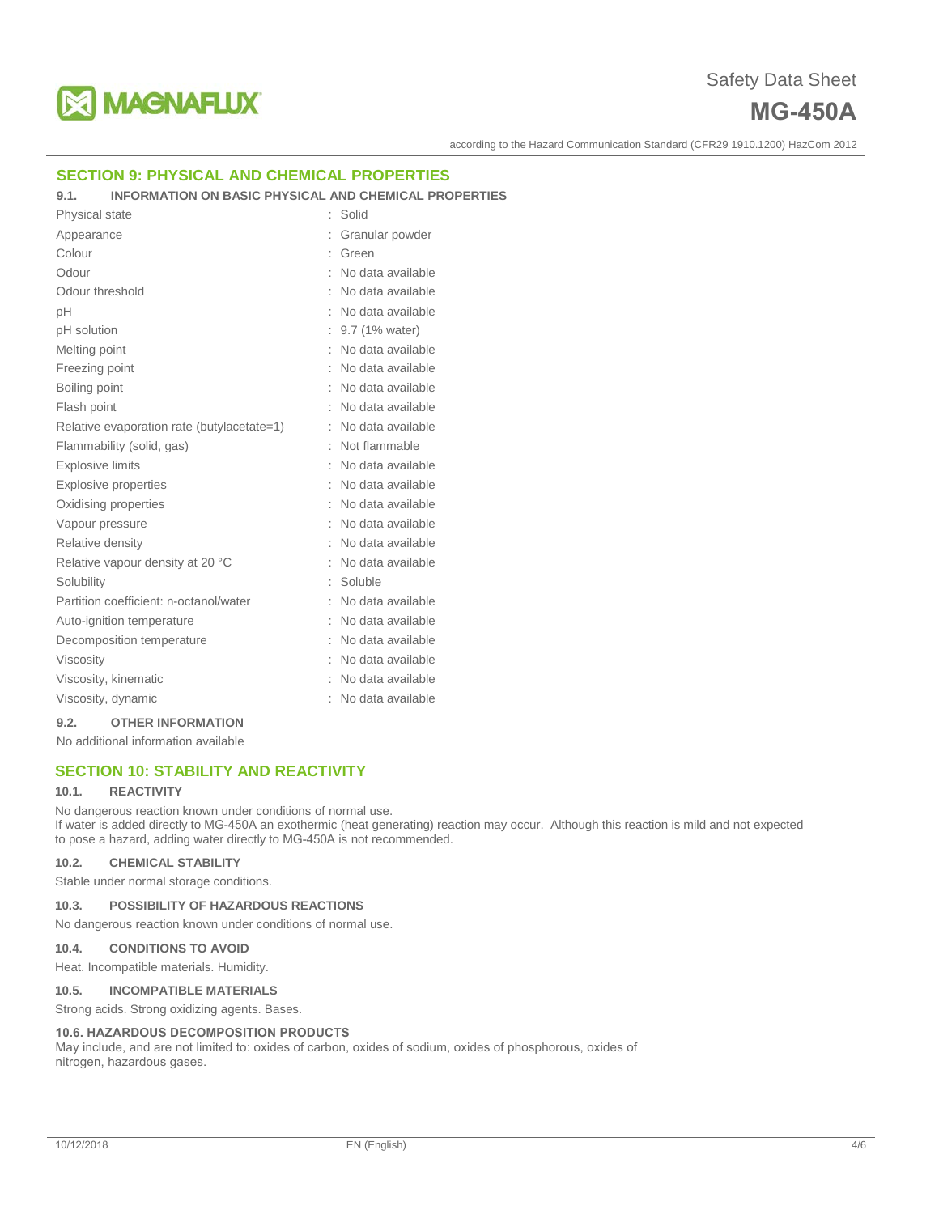## SECTION 9: PHYSICAL AND CHEMICAL PROPERTIES

### 9.1. INFORMATION ON BASIC PHYSICAL AND CHEMICAL PROPERTIES

| Property | Value |
|---|---|
| Physical state | Solid |
| Appearance | Granular powder |
| Colour | Green |
| Odour | No data available |
| Odour threshold | No data available |
| pH | No data available |
| pH solution | 9.7 (1% water) |
| Melting point | No data available |
| Freezing point | No data available |
| Boiling point | No data available |
| Flash point | No data available |
| Relative evaporation rate (butylacetate=1) | No data available |
| Flammability (solid, gas) | Not flammable |
| Explosive limits | No data available |
| Explosive properties | No data available |
| Oxidising properties | No data available |
| Vapour pressure | No data available |
| Relative density | No data available |
| Relative vapour density at 20 °C | No data available |
| Solubility | Soluble |
| Partition coefficient: n-octanol/water | No data available |
| Auto-ignition temperature | No data available |
| Decomposition temperature | No data available |
| Viscosity | No data available |
| Viscosity, kinematic | No data available |
| Viscosity, dynamic | No data available |

### 9.2. OTHER INFORMATION

No additional information available

## SECTION 10: STABILITY AND REACTIVITY

### 10.1. REACTIVITY

No dangerous reaction known under conditions of normal use.
If water is added directly to MG-450A an exothermic (heat generating) reaction may occur. Although this reaction is mild and not expected to pose a hazard, adding water directly to MG-450A is not recommended.

### 10.2. CHEMICAL STABILITY

Stable under normal storage conditions.

### 10.3. POSSIBILITY OF HAZARDOUS REACTIONS

No dangerous reaction known under conditions of normal use.

### 10.4. CONDITIONS TO AVOID

Heat. Incompatible materials. Humidity.

### 10.5. INCOMPATIBLE MATERIALS

Strong acids. Strong oxidizing agents. Bases.

### 10.6. HAZARDOUS DECOMPOSITION PRODUCTS

May include, and are not limited to: oxides of carbon, oxides of sodium, oxides of phosphorous, oxides of nitrogen, hazardous gases.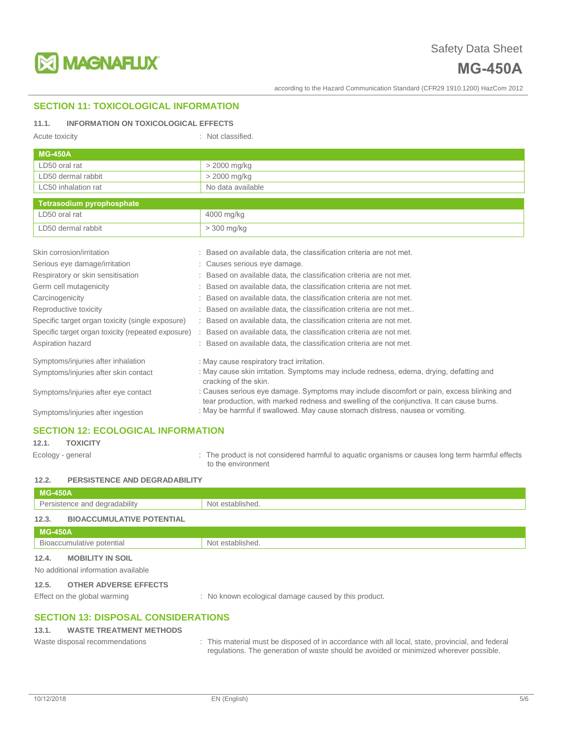## SECTION 11: TOXICOLOGICAL INFORMATION

### 11.1. INFORMATION ON TOXICOLOGICAL EFFECTS

Acute toxicity : Not classified.

| MG-450A | |
|---|---|
| LD50 oral rat | > 2000 mg/kg |
| LD50 dermal rabbit | > 2000 mg/kg |
| LC50 inhalation rat | No data available |

| Tetrasodium pyrophosphate | |
|---|---|
| LD50 oral rat | 4000 mg/kg |
| LD50 dermal rabbit | > 300 mg/kg |

Skin corrosion/irritation : Based on available data, the classification criteria are not met.

Serious eye damage/irritation : Causes serious eye damage.

Respiratory or skin sensitisation : Based on available data, the classification criteria are not met.

Germ cell mutagenicity : Based on available data, the classification criteria are not met.

Carcinogenicity : Based on available data, the classification criteria are not met.

Reproductive toxicity : Based on available data, the classification criteria are not met..

Specific target organ toxicity (single exposure) : Based on available data, the classification criteria are not met.

Specific target organ toxicity (repeated exposure) : Based on available data, the classification criteria are not met.

Aspiration hazard : Based on available data, the classification criteria are not met.

Symptoms/injuries after inhalation : May cause respiratory tract irritation.

Symptoms/injuries after skin contact : May cause skin irritation. Symptoms may include redness, edema, drying, defatting and cracking of the skin.

Symptoms/injuries after eye contact : Causes serious eye damage. Symptoms may include discomfort or pain, excess blinking and tear production, with marked redness and swelling of the conjunctiva. It can cause burns.

Symptoms/injuries after ingestion : May be harmful if swallowed. May cause stomach distress, nausea or vomiting.

## SECTION 12: ECOLOGICAL INFORMATION

### 12.1. TOXICITY

Ecology - general : The product is not considered harmful to aquatic organisms or causes long term harmful effects to the environment

### 12.2. PERSISTENCE AND DEGRADABILITY

| MG-450A | |
|---|---|
| Persistence and degradability | Not established. |

### 12.3. BIOACCUMULATIVE POTENTIAL

| MG-450A | |
|---|---|
| Bioaccumulative potential | Not established. |

### 12.4. MOBILITY IN SOIL

No additional information available

### 12.5. OTHER ADVERSE EFFECTS

Effect on the global warming : No known ecological damage caused by this product.

## SECTION 13: DISPOSAL CONSIDERATIONS

### 13.1. WASTE TREATMENT METHODS

Waste disposal recommendations : This material must be disposed of in accordance with all local, state, provincial, and federal regulations. The generation of waste should be avoided or minimized wherever possible.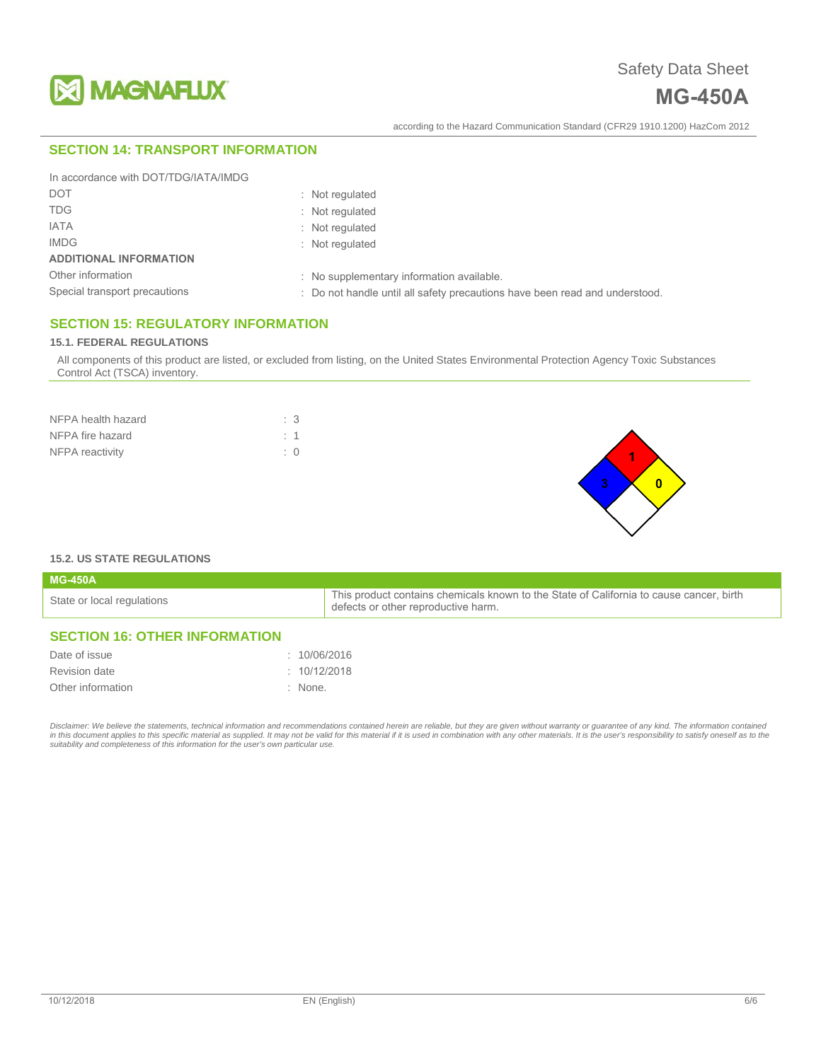## SECTION 14: TRANSPORT INFORMATION

In accordance with DOT/TDG/IATA/IMDG

| | |
|---|---|
| DOT | : Not regulated |
| TDG | : Not regulated |
| IATA | : Not regulated |
| IMDG | : Not regulated |

**ADDITIONAL INFORMATION**

| | |
|---|---|
| Other information | : No supplementary information available. |
| Special transport precautions | : Do not handle until all safety precautions have been read and understood. |

## SECTION 15: REGULATORY INFORMATION

### 15.1. FEDERAL REGULATIONS

All components of this product are listed, or excluded from listing, on the United States Environmental Protection Agency Toxic Substances Control Act (TSCA) inventory.

| | |
|---|---|
| NFPA health hazard | : 3 |
| NFPA fire hazard | : 1 |
| NFPA reactivity | : 0 |

1
3
0

### 15.2. US STATE REGULATIONS

| MG-450A | |
|---|---|
| State or local regulations | This product contains chemicals known to the State of California to cause cancer, birth defects or other reproductive harm. |

## SECTION 16: OTHER INFORMATION

| | |
|---|---|
| Date of issue | : 10/06/2016 |
| Revision date | : 10/12/2018 |
| Other information | : None. |

*Disclaimer: We believe the statements, technical information and recommendations contained herein are reliable, but they are given without warranty or guarantee of any kind. The information contained in this document applies to this specific material as supplied. It may not be valid for this material if it is used in combination with any other materials. It is the user's responsibility to satisfy oneself as to the suitability and completeness of this information for the user's own particular use.*